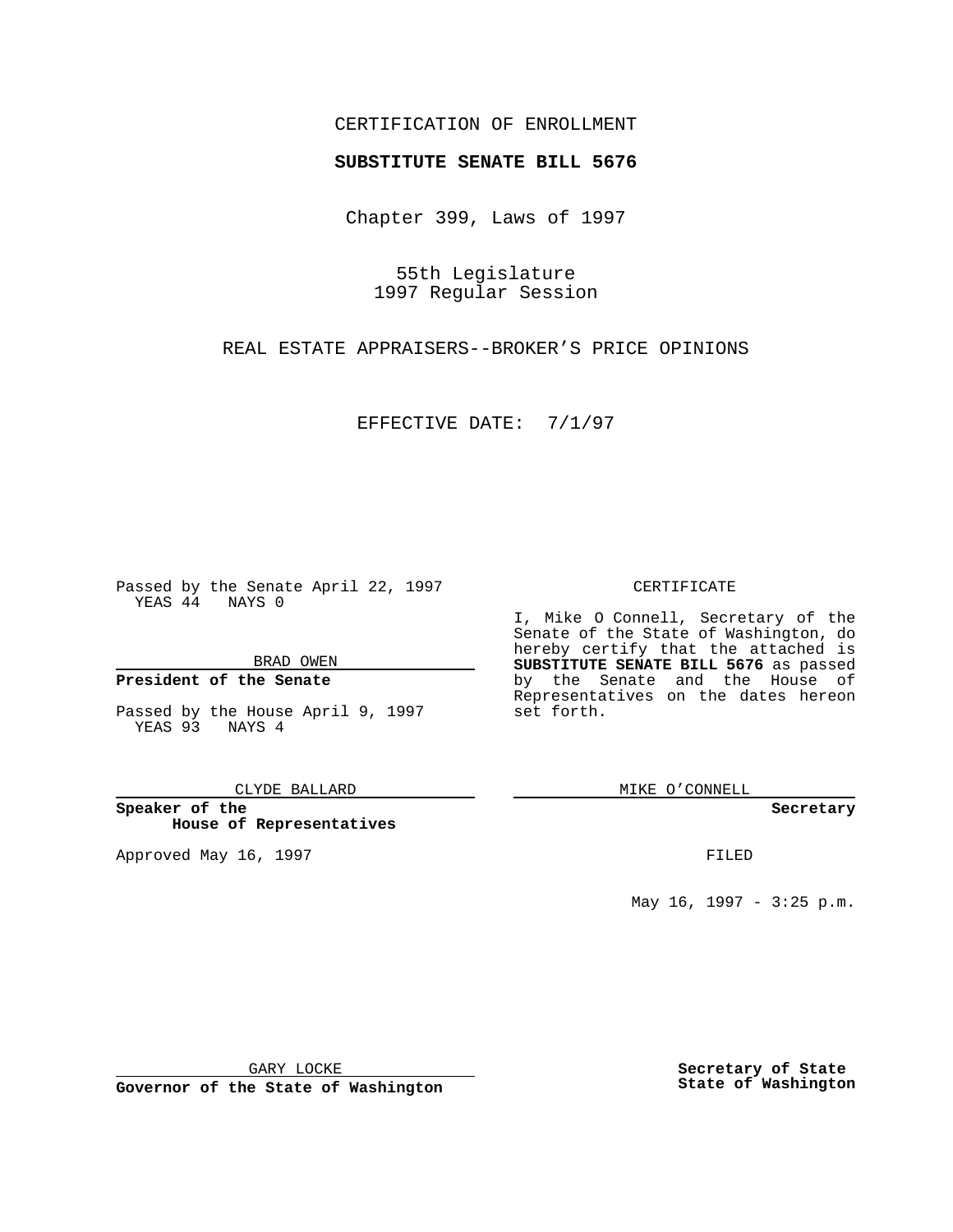CERTIFICATION OF ENROLLMENT

**SUBSTITUTE SENATE BILL 5676**

Chapter 399, Laws of 1997

55th Legislature
1997 Regular Session

REAL ESTATE APPRAISERS--BROKER'S PRICE OPINIONS

EFFECTIVE DATE: 7/1/97

Passed by the Senate April 22, 1997
YEAS 44 NAYS 0

BRAD OWEN

**President of the Senate**

Passed by the House April 9, 1997
YEAS 93 NAYS 4

CLYDE BALLARD

**Speaker of the House of Representatives**

Approved May 16, 1997

GARY LOCKE

**Governor of the State of Washington**

CERTIFICATE

I, Mike O Connell, Secretary of the Senate of the State of Washington, do hereby certify that the attached is **SUBSTITUTE SENATE BILL 5676** as passed by the Senate and the House of Representatives on the dates hereon set forth.

MIKE O'CONNELL

**Secretary**

FILED

May 16, 1997 - 3:25 p.m.

**Secretary of State**
**State of Washington**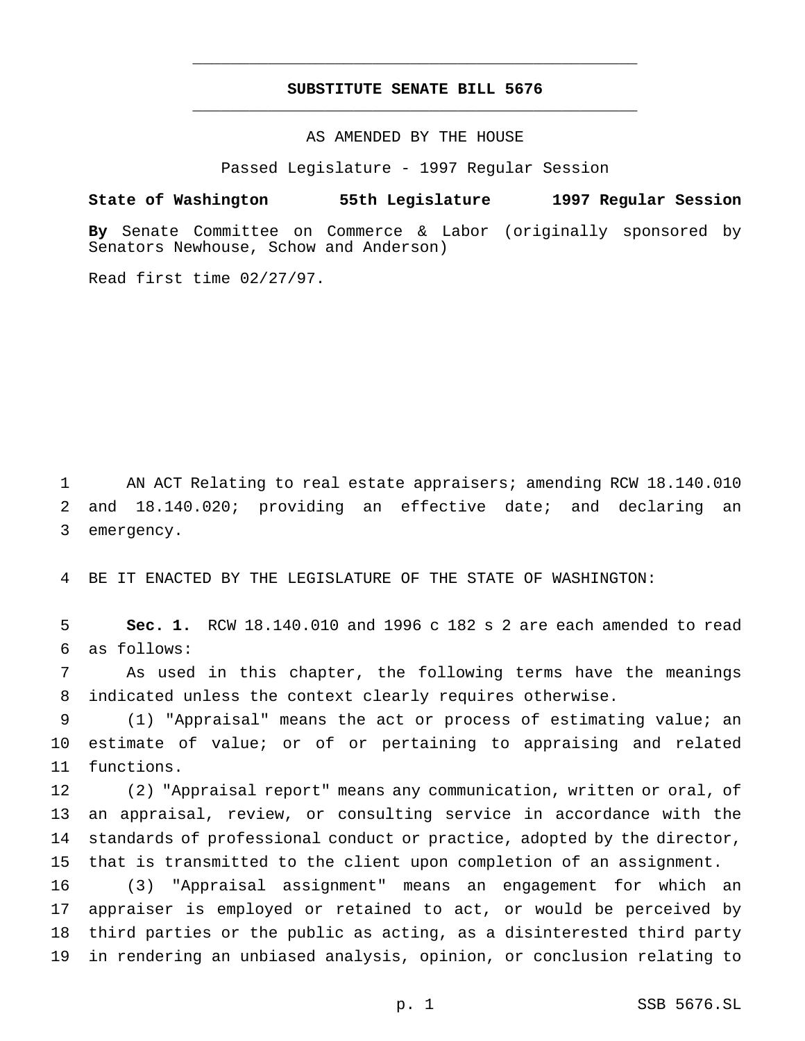# SUBSTITUTE SENATE BILL 5676

AS AMENDED BY THE HOUSE

Passed Legislature - 1997 Regular Session

**State of Washington 55th Legislature 1997 Regular Session**

**By** Senate Committee on Commerce & Labor (originally sponsored by Senators Newhouse, Schow and Anderson)

Read first time 02/27/97.

AN ACT Relating to real estate appraisers; amending RCW 18.140.010 and 18.140.020; providing an effective date; and declaring an emergency.

BE IT ENACTED BY THE LEGISLATURE OF THE STATE OF WASHINGTON:

**Sec. 1.** RCW 18.140.010 and 1996 c 182 s 2 are each amended to read as follows:

As used in this chapter, the following terms have the meanings indicated unless the context clearly requires otherwise.

(1) "Appraisal" means the act or process of estimating value; an estimate of value; or of or pertaining to appraising and related functions.

(2) "Appraisal report" means any communication, written or oral, of an appraisal, review, or consulting service in accordance with the standards of professional conduct or practice, adopted by the director, that is transmitted to the client upon completion of an assignment.

(3) "Appraisal assignment" means an engagement for which an appraiser is employed or retained to act, or would be perceived by third parties or the public as acting, as a disinterested third party in rendering an unbiased analysis, opinion, or conclusion relating to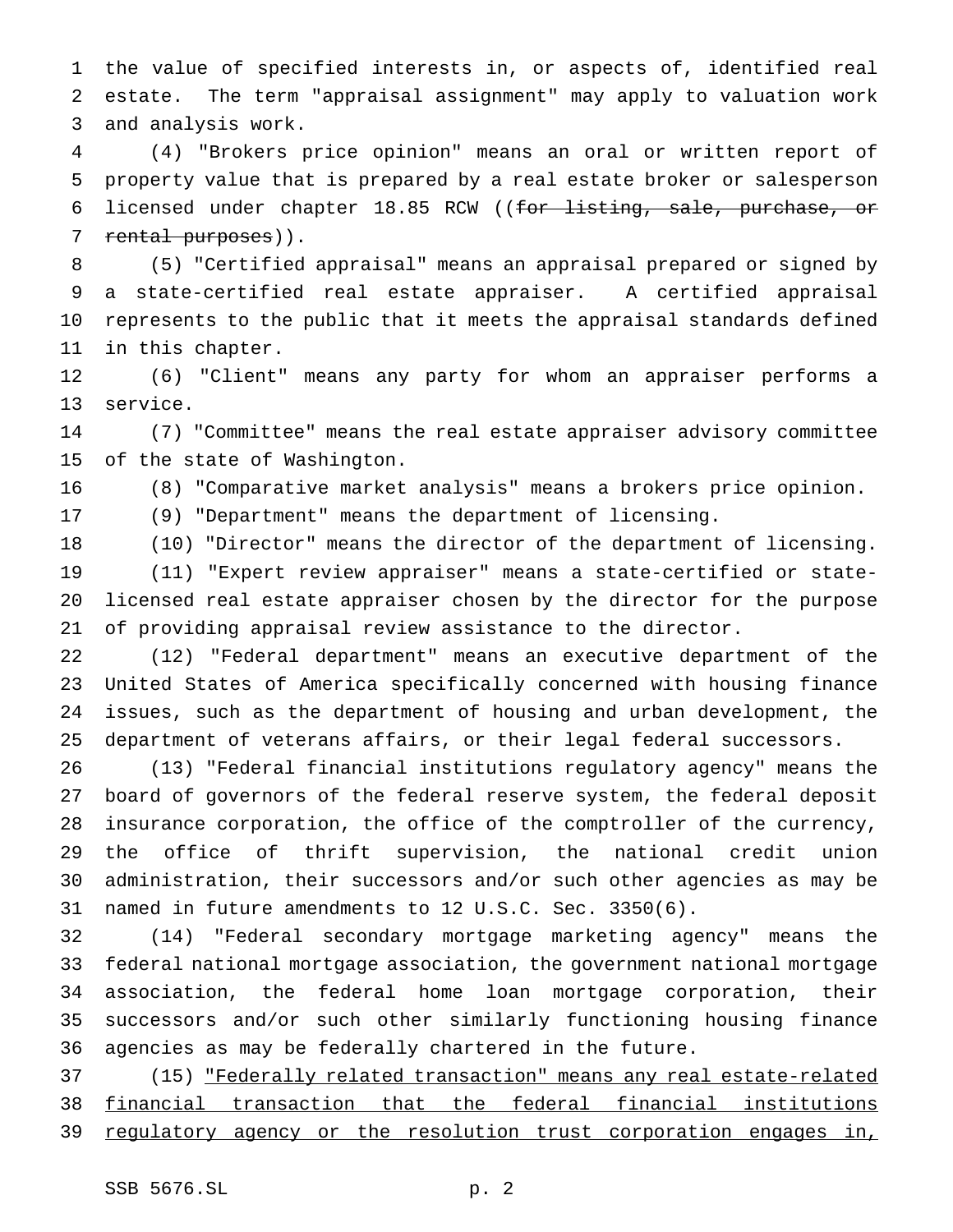the value of specified interests in, or aspects of, identified real estate. The term "appraisal assignment" may apply to valuation work and analysis work.

(4) "Brokers price opinion" means an oral or written report of property value that is prepared by a real estate broker or salesperson licensed under chapter 18.85 RCW ((~~for listing, sale, purchase, or rental purposes~~)).

(5) "Certified appraisal" means an appraisal prepared or signed by a state-certified real estate appraiser. A certified appraisal represents to the public that it meets the appraisal standards defined in this chapter.

(6) "Client" means any party for whom an appraiser performs a service.

(7) "Committee" means the real estate appraiser advisory committee of the state of Washington.

(8) "Comparative market analysis" means a brokers price opinion.

(9) "Department" means the department of licensing.

(10) "Director" means the director of the department of licensing.

(11) "Expert review appraiser" means a state-certified or state-licensed real estate appraiser chosen by the director for the purpose of providing appraisal review assistance to the director.

(12) "Federal department" means an executive department of the United States of America specifically concerned with housing finance issues, such as the department of housing and urban development, the department of veterans affairs, or their legal federal successors.

(13) "Federal financial institutions regulatory agency" means the board of governors of the federal reserve system, the federal deposit insurance corporation, the office of the comptroller of the currency, the office of thrift supervision, the national credit union administration, their successors and/or such other agencies as may be named in future amendments to 12 U.S.C. Sec. 3350(6).

(14) "Federal secondary mortgage marketing agency" means the federal national mortgage association, the government national mortgage association, the federal home loan mortgage corporation, their successors and/or such other similarly functioning housing finance agencies as may be federally chartered in the future.

(15) <u>"Federally related transaction" means any real estate-related financial transaction that the federal financial institutions regulatory agency or the resolution trust corporation engages in,</u>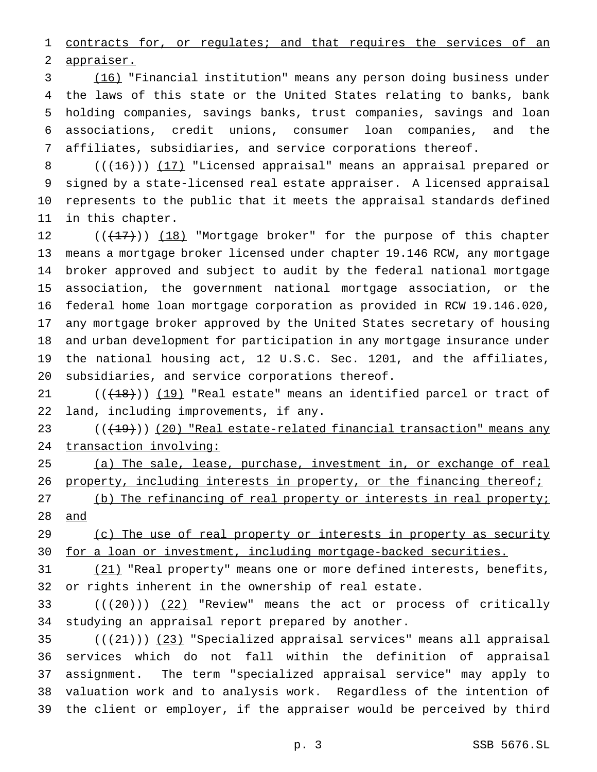contracts for, or regulates; and that requires the services of an appraiser.

(16) "Financial institution" means any person doing business under the laws of this state or the United States relating to banks, bank holding companies, savings banks, trust companies, savings and loan associations, credit unions, consumer loan companies, and the affiliates, subsidiaries, and service corporations thereof.

(((16))) (17) "Licensed appraisal" means an appraisal prepared or signed by a state-licensed real estate appraiser. A licensed appraisal represents to the public that it meets the appraisal standards defined in this chapter.

(((17))) (18) "Mortgage broker" for the purpose of this chapter means a mortgage broker licensed under chapter 19.146 RCW, any mortgage broker approved and subject to audit by the federal national mortgage association, the government national mortgage association, or the federal home loan mortgage corporation as provided in RCW 19.146.020, any mortgage broker approved by the United States secretary of housing and urban development for participation in any mortgage insurance under the national housing act, 12 U.S.C. Sec. 1201, and the affiliates, subsidiaries, and service corporations thereof.

(((18))) (19) "Real estate" means an identified parcel or tract of land, including improvements, if any.

(((19))) (20) "Real estate-related financial transaction" means any transaction involving:

(a) The sale, lease, purchase, investment in, or exchange of real property, including interests in property, or the financing thereof;

(b) The refinancing of real property or interests in real property; and

(c) The use of real property or interests in property as security for a loan or investment, including mortgage-backed securities.

(21) "Real property" means one or more defined interests, benefits, or rights inherent in the ownership of real estate.

(((20))) (22) "Review" means the act or process of critically studying an appraisal report prepared by another.

(((21))) (23) "Specialized appraisal services" means all appraisal services which do not fall within the definition of appraisal assignment. The term "specialized appraisal service" may apply to valuation work and to analysis work. Regardless of the intention of the client or employer, if the appraiser would be perceived by third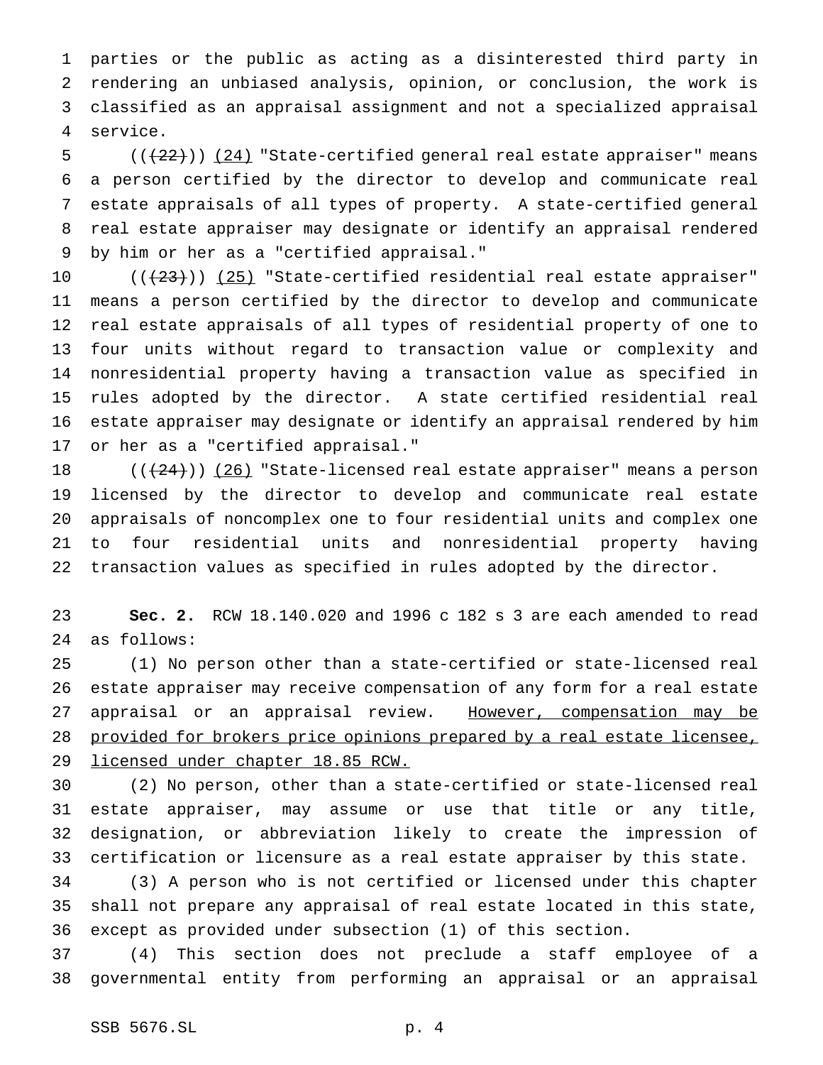parties or the public as acting as a disinterested third party in rendering an unbiased analysis, opinion, or conclusion, the work is classified as an appraisal assignment and not a specialized appraisal service.

(((22))) (24) "State-certified general real estate appraiser" means a person certified by the director to develop and communicate real estate appraisals of all types of property. A state-certified general real estate appraiser may designate or identify an appraisal rendered by him or her as a "certified appraisal."

(((23))) (25) "State-certified residential real estate appraiser" means a person certified by the director to develop and communicate real estate appraisals of all types of residential property of one to four units without regard to transaction value or complexity and nonresidential property having a transaction value as specified in rules adopted by the director. A state certified residential real estate appraiser may designate or identify an appraisal rendered by him or her as a "certified appraisal."

(((24))) (26) "State-licensed real estate appraiser" means a person licensed by the director to develop and communicate real estate appraisals of noncomplex one to four residential units and complex one to four residential units and nonresidential property having transaction values as specified in rules adopted by the director.

**Sec. 2.** RCW 18.140.020 and 1996 c 182 s 3 are each amended to read as follows:

(1) No person other than a state-certified or state-licensed real estate appraiser may receive compensation of any form for a real estate appraisal or an appraisal review. However, compensation may be provided for brokers price opinions prepared by a real estate licensee, licensed under chapter 18.85 RCW.

(2) No person, other than a state-certified or state-licensed real estate appraiser, may assume or use that title or any title, designation, or abbreviation likely to create the impression of certification or licensure as a real estate appraiser by this state.

(3) A person who is not certified or licensed under this chapter shall not prepare any appraisal of real estate located in this state, except as provided under subsection (1) of this section.

(4) This section does not preclude a staff employee of a governmental entity from performing an appraisal or an appraisal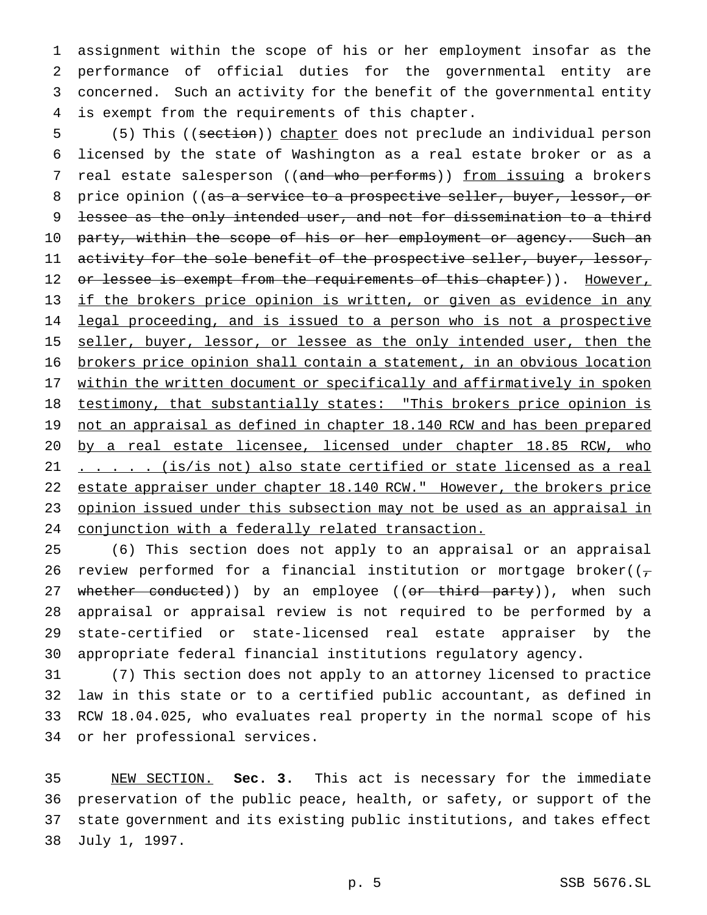assignment within the scope of his or her employment insofar as the performance of official duties for the governmental entity are concerned. Such an activity for the benefit of the governmental entity is exempt from the requirements of this chapter.

(5) This ((~~section~~)) <u>chapter</u> does not preclude an individual person licensed by the state of Washington as a real estate broker or as a real estate salesperson ((~~and who performs~~)) <u>from issuing</u> a brokers price opinion ((~~as a service to a prospective seller, buyer, lessor, or lessee as the only intended user, and not for dissemination to a third party, within the scope of his or her employment or agency. Such an activity for the sole benefit of the prospective seller, buyer, lessor, or lessee is exempt from the requirements of this chapter~~)). <u>However, if the brokers price opinion is written, or given as evidence in any legal proceeding, and is issued to a person who is not a prospective seller, buyer, lessor, or lessee as the only intended user, then the brokers price opinion shall contain a statement, in an obvious location within the written document or specifically and affirmatively in spoken testimony, that substantially states: "This brokers price opinion is not an appraisal as defined in chapter 18.140 RCW and has been prepared by a real estate licensee, licensed under chapter 18.85 RCW, who . . . . . (is/is not) also state certified or state licensed as a real estate appraiser under chapter 18.140 RCW." However, the brokers price opinion issued under this subsection may not be used as an appraisal in conjunction with a federally related transaction.</u>

(6) This section does not apply to an appraisal or an appraisal review performed for a financial institution or mortgage broker((~~, whether conducted~~)) by an employee ((~~or third party~~)), when such appraisal or appraisal review is not required to be performed by a state-certified or state-licensed real estate appraiser by the appropriate federal financial institutions regulatory agency.

(7) This section does not apply to an attorney licensed to practice law in this state or to a certified public accountant, as defined in RCW 18.04.025, who evaluates real property in the normal scope of his or her professional services.

<u>NEW SECTION.</u> **Sec. 3.** This act is necessary for the immediate preservation of the public peace, health, or safety, or support of the state government and its existing public institutions, and takes effect July 1, 1997.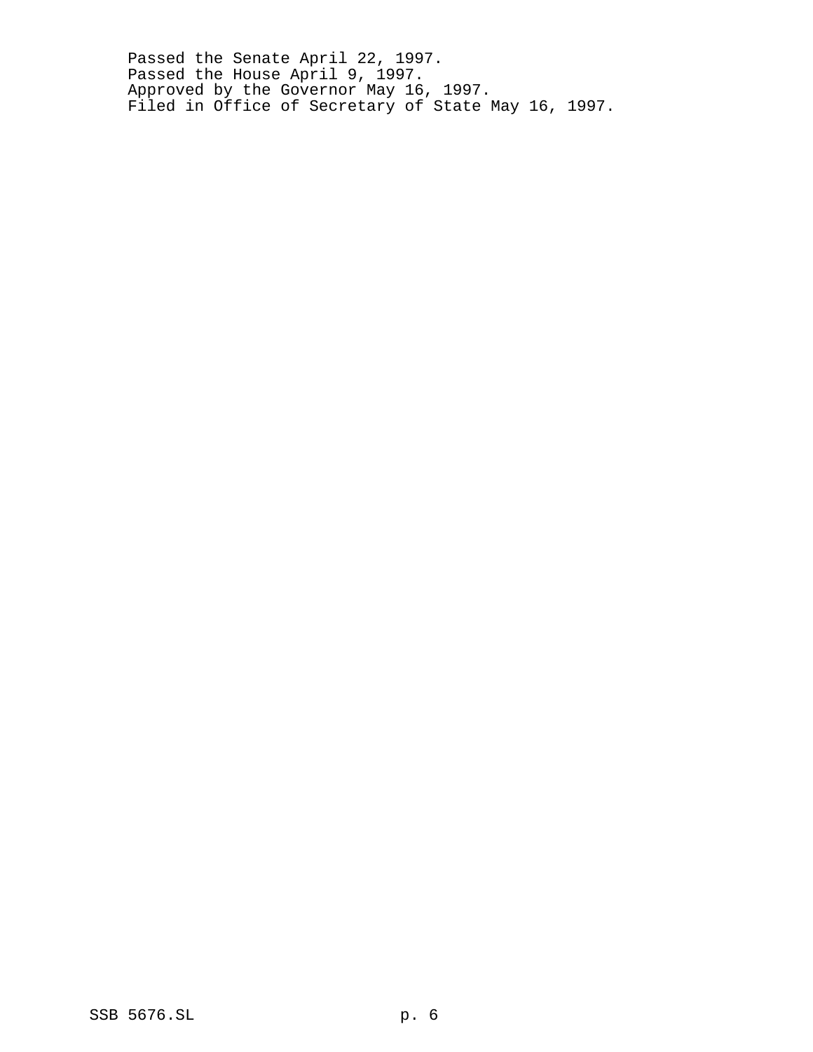Passed the Senate April 22, 1997.
Passed the House April 9, 1997.
Approved by the Governor May 16, 1997.
Filed in Office of Secretary of State May 16, 1997.